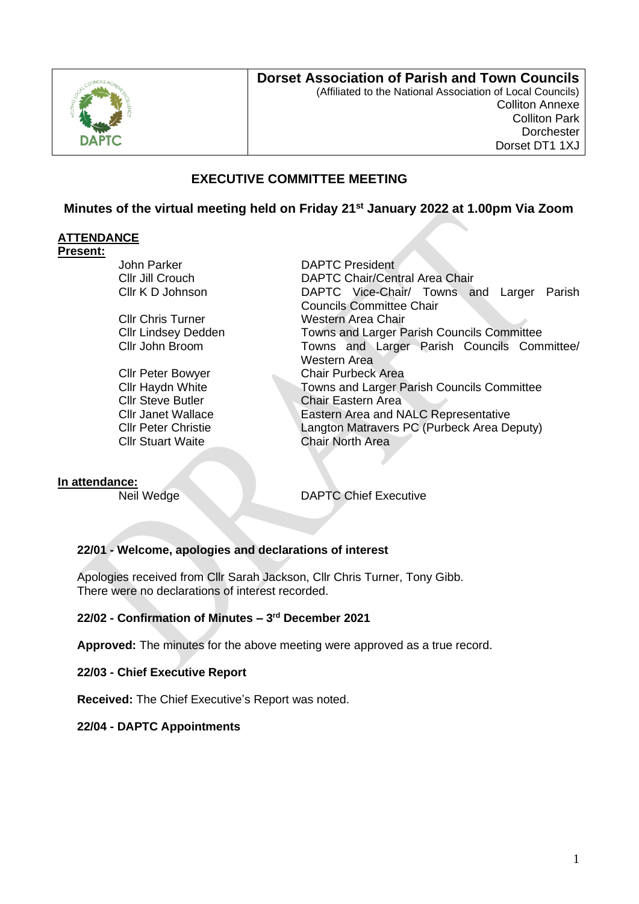**Dorset Association of Parish and Town Councils**
(Affiliated to the National Association of Local Councils)
Colliton Annexe
Colliton Park
Dorchester
Dorset DT1 1XJ

## EXECUTIVE COMMITTEE MEETING

### Minutes of the virtual meeting held on Friday 21st January 2022 at 1.00pm Via Zoom

**ATTENDANCE**

**Present:**

| | |
|---|---|
| John Parker | DAPTC President |
| Cllr Jill Crouch | DAPTC Chair/Central Area Chair |
| Cllr K D Johnson | DAPTC Vice-Chair/ Towns and Larger Parish Councils Committee Chair |
| Cllr Chris Turner | Western Area Chair |
| Cllr Lindsey Dedden | Towns and Larger Parish Councils Committee |
| Cllr John Broom | Towns and Larger Parish Councils Committee/ Western Area |
| Cllr Peter Bowyer | Chair Purbeck Area |
| Cllr Haydn White | Towns and Larger Parish Councils Committee |
| Cllr Steve Butler | Chair Eastern Area |
| Cllr Janet Wallace | Eastern Area and NALC Representative |
| Cllr Peter Christie | Langton Matravers PC (Purbeck Area Deputy) |
| Cllr Stuart Waite | Chair North Area |

**In attendance:**

| | |
|---|---|
| Neil Wedge | DAPTC Chief Executive |

**22/01 - Welcome, apologies and declarations of interest**

Apologies received from Cllr Sarah Jackson, Cllr Chris Turner, Tony Gibb.
There were no declarations of interest recorded.

**22/02 - Confirmation of Minutes – 3rd December 2021**

**Approved:** The minutes for the above meeting were approved as a true record.

**22/03 - Chief Executive Report**

**Received:** The Chief Executive's Report was noted.

**22/04 - DAPTC Appointments**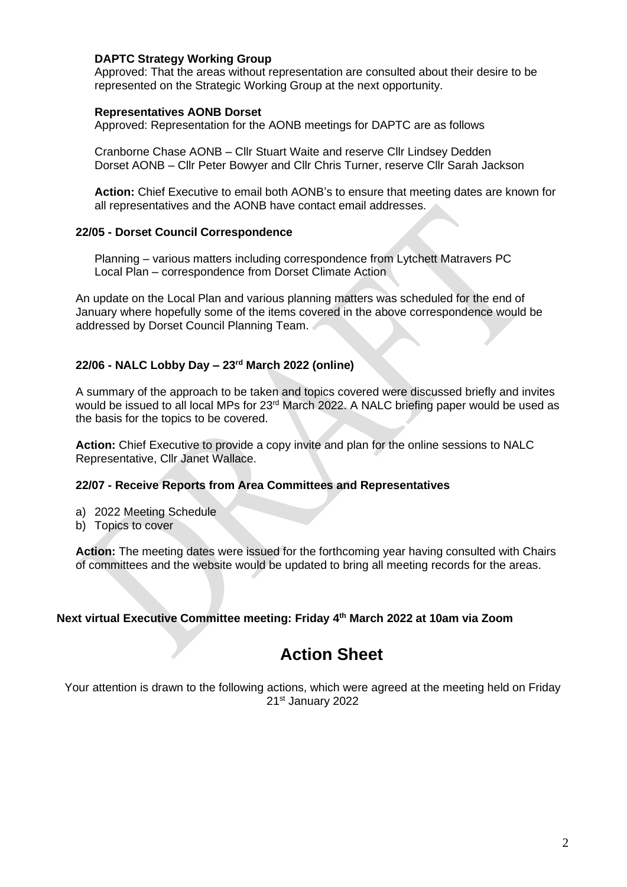**DAPTC Strategy Working Group**

Approved: That the areas without representation are consulted about their desire to be represented on the Strategic Working Group at the next opportunity.

**Representatives AONB Dorset**

Approved: Representation for the AONB meetings for DAPTC are as follows

Cranborne Chase AONB – Cllr Stuart Waite and reserve Cllr Lindsey Dedden
Dorset AONB – Cllr Peter Bowyer and Cllr Chris Turner, reserve Cllr Sarah Jackson

**Action:** Chief Executive to email both AONB's to ensure that meeting dates are known for all representatives and the AONB have contact email addresses.

### 22/05 - Dorset Council Correspondence

Planning – various matters including correspondence from Lytchett Matravers PC
Local Plan – correspondence from Dorset Climate Action

An update on the Local Plan and various planning matters was scheduled for the end of January where hopefully some of the items covered in the above correspondence would be addressed by Dorset Council Planning Team.

### 22/06 - NALC Lobby Day – 23rd March 2022 (online)

A summary of the approach to be taken and topics covered were discussed briefly and invites would be issued to all local MPs for 23rd March 2022. A NALC briefing paper would be used as the basis for the topics to be covered.

**Action:** Chief Executive to provide a copy invite and plan for the online sessions to NALC Representative, Cllr Janet Wallace.

### 22/07 - Receive Reports from Area Committees and Representatives

a) 2022 Meeting Schedule
b) Topics to cover

**Action:** The meeting dates were issued for the forthcoming year having consulted with Chairs of committees and the website would be updated to bring all meeting records for the areas.

**Next virtual Executive Committee meeting: Friday 4th March 2022 at 10am via Zoom**

## Action Sheet

Your attention is drawn to the following actions, which were agreed at the meeting held on Friday 21st January 2022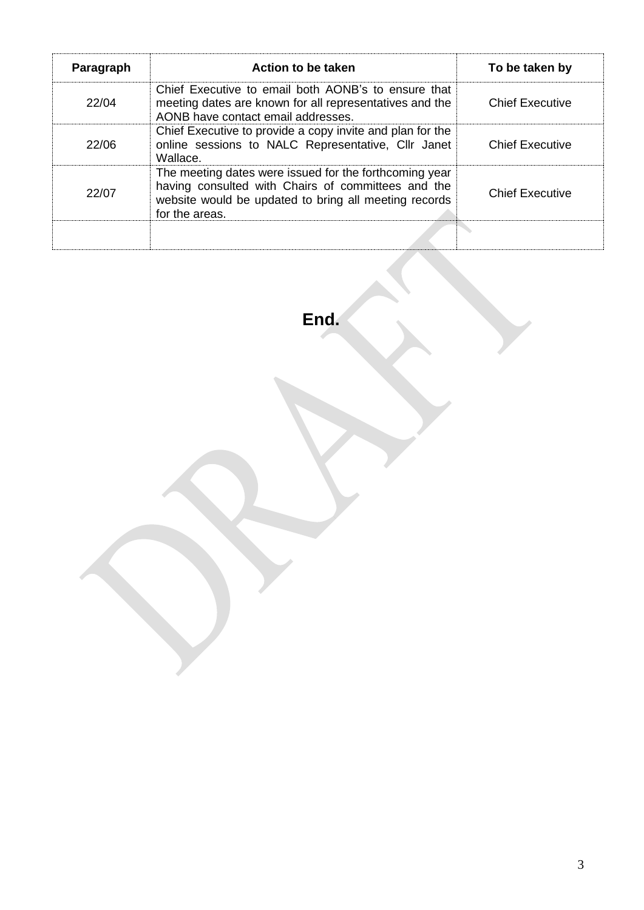| Paragraph | Action to be taken | To be taken by |
|---|---|---|
| 22/04 | Chief Executive to email both AONB's to ensure that meeting dates are known for all representatives and the AONB have contact email addresses. | Chief Executive |
| 22/06 | Chief Executive to provide a copy invite and plan for the online sessions to NALC Representative, Cllr Janet Wallace. | Chief Executive |
| 22/07 | The meeting dates were issued for the forthcoming year having consulted with Chairs of committees and the website would be updated to bring all meeting records for the areas. | Chief Executive |
| | | |

**End.**